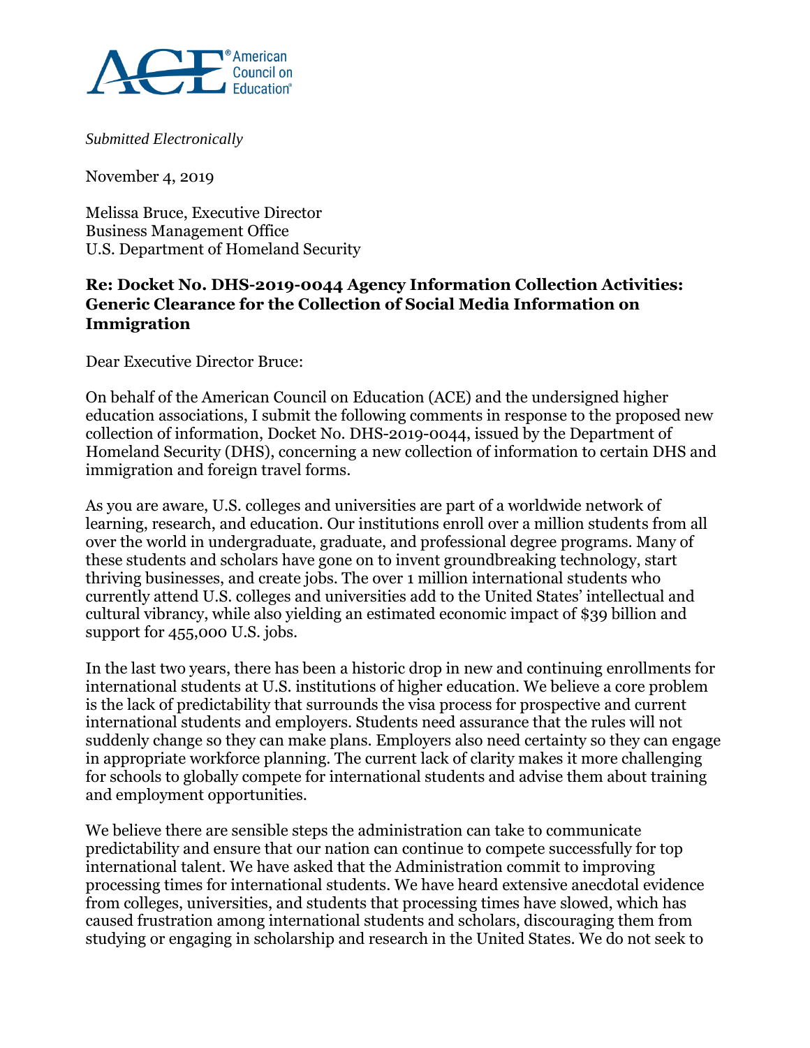ACE® American Council on Education®

*Submitted Electronically*

November 4, 2019

Melissa Bruce, Executive Director
Business Management Office
U.S. Department of Homeland Security

**Re: Docket No. DHS-2019-0044 Agency Information Collection Activities: Generic Clearance for the Collection of Social Media Information on Immigration**

Dear Executive Director Bruce:

On behalf of the American Council on Education (ACE) and the undersigned higher education associations, I submit the following comments in response to the proposed new collection of information, Docket No. DHS-2019-0044, issued by the Department of Homeland Security (DHS), concerning a new collection of information to certain DHS and immigration and foreign travel forms.

As you are aware, U.S. colleges and universities are part of a worldwide network of learning, research, and education. Our institutions enroll over a million students from all over the world in undergraduate, graduate, and professional degree programs. Many of these students and scholars have gone on to invent groundbreaking technology, start thriving businesses, and create jobs. The over 1 million international students who currently attend U.S. colleges and universities add to the United States' intellectual and cultural vibrancy, while also yielding an estimated economic impact of $39 billion and support for 455,000 U.S. jobs.

In the last two years, there has been a historic drop in new and continuing enrollments for international students at U.S. institutions of higher education. We believe a core problem is the lack of predictability that surrounds the visa process for prospective and current international students and employers. Students need assurance that the rules will not suddenly change so they can make plans. Employers also need certainty so they can engage in appropriate workforce planning. The current lack of clarity makes it more challenging for schools to globally compete for international students and advise them about training and employment opportunities.

We believe there are sensible steps the administration can take to communicate predictability and ensure that our nation can continue to compete successfully for top international talent. We have asked that the Administration commit to improving processing times for international students. We have heard extensive anecdotal evidence from colleges, universities, and students that processing times have slowed, which has caused frustration among international students and scholars, discouraging them from studying or engaging in scholarship and research in the United States. We do not seek to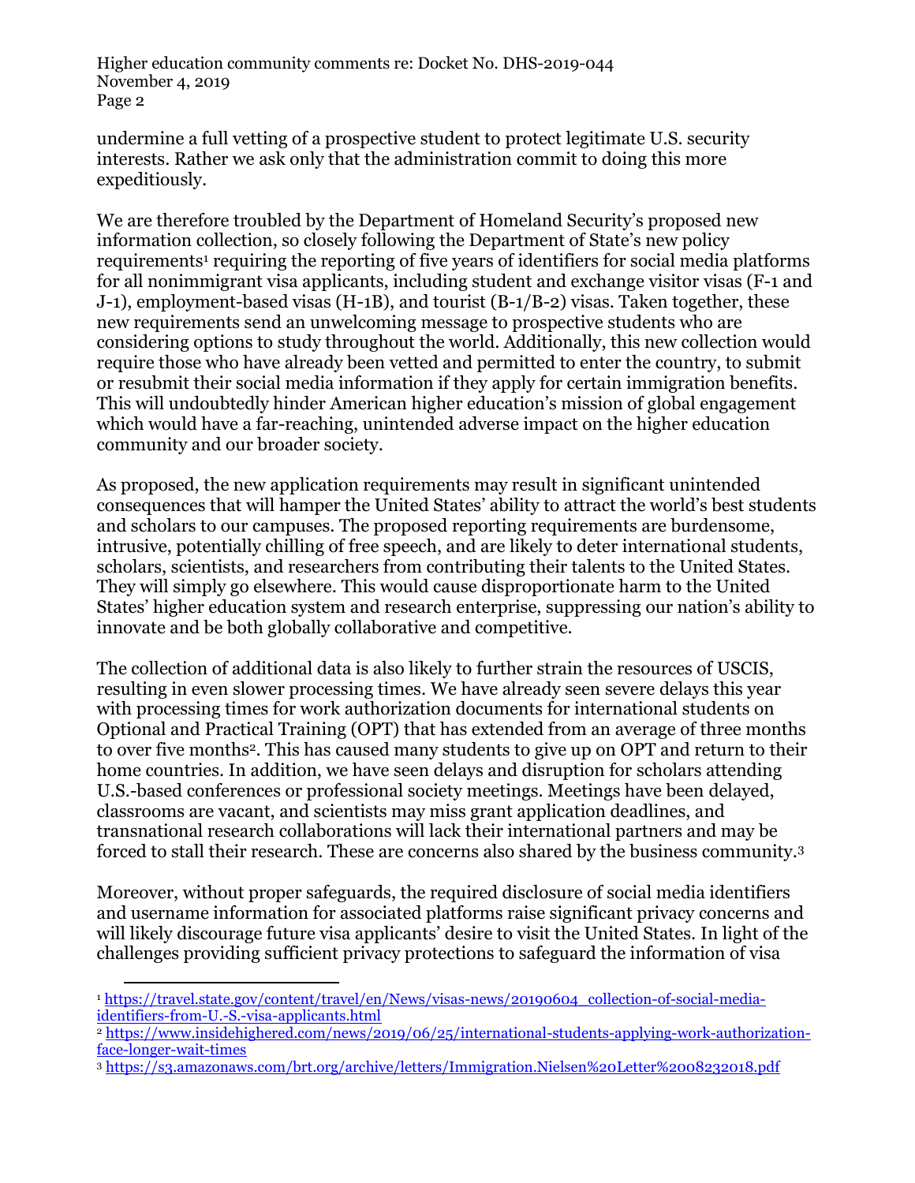undermine a full vetting of a prospective student to protect legitimate U.S. security interests. Rather we ask only that the administration commit to doing this more expeditiously.

We are therefore troubled by the Department of Homeland Security's proposed new information collection, so closely following the Department of State's new policy requirements[1] requiring the reporting of five years of identifiers for social media platforms for all nonimmigrant visa applicants, including student and exchange visitor visas (F-1 and J-1), employment-based visas (H-1B), and tourist (B-1/B-2) visas. Taken together, these new requirements send an unwelcoming message to prospective students who are considering options to study throughout the world. Additionally, this new collection would require those who have already been vetted and permitted to enter the country, to submit or resubmit their social media information if they apply for certain immigration benefits. This will undoubtedly hinder American higher education's mission of global engagement which would have a far-reaching, unintended adverse impact on the higher education community and our broader society.

As proposed, the new application requirements may result in significant unintended consequences that will hamper the United States' ability to attract the world's best students and scholars to our campuses. The proposed reporting requirements are burdensome, intrusive, potentially chilling of free speech, and are likely to deter international students, scholars, scientists, and researchers from contributing their talents to the United States. They will simply go elsewhere. This would cause disproportionate harm to the United States' higher education system and research enterprise, suppressing our nation's ability to innovate and be both globally collaborative and competitive.

The collection of additional data is also likely to further strain the resources of USCIS, resulting in even slower processing times. We have already seen severe delays this year with processing times for work authorization documents for international students on Optional and Practical Training (OPT) that has extended from an average of three months to over five months[2]. This has caused many students to give up on OPT and return to their home countries. In addition, we have seen delays and disruption for scholars attending U.S.-based conferences or professional society meetings. Meetings have been delayed, classrooms are vacant, and scientists may miss grant application deadlines, and transnational research collaborations will lack their international partners and may be forced to stall their research. These are concerns also shared by the business community.[3]

Moreover, without proper safeguards, the required disclosure of social media identifiers and username information for associated platforms raise significant privacy concerns and will likely discourage future visa applicants' desire to visit the United States. In light of the challenges providing sufficient privacy protections to safeguard the information of visa

---

[1] https://travel.state.gov/content/travel/en/News/visas-news/20190604_collection-of-social-media-identifiers-from-U.-S.-visa-applicants.html

[2] https://www.insidehighered.com/news/2019/06/25/international-students-applying-work-authorization-face-longer-wait-times

[3] https://s3.amazonaws.com/brt.org/archive/letters/Immigration.Nielsen%20Letter%2008232018.pdf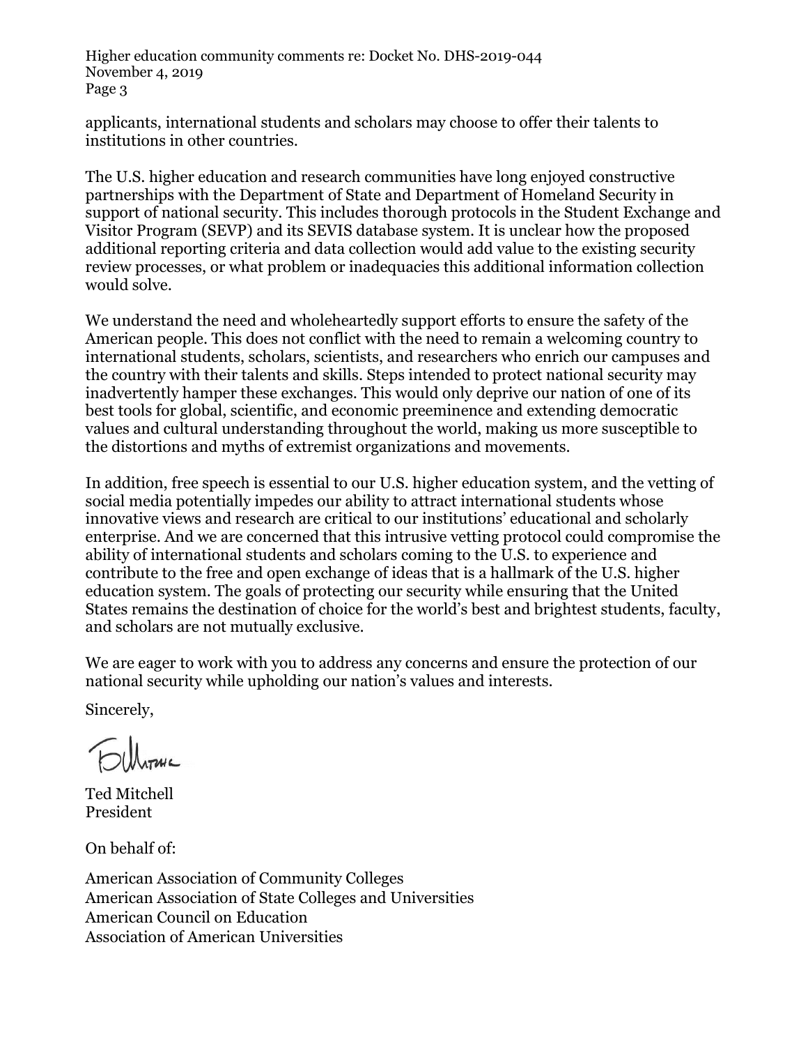applicants, international students and scholars may choose to offer their talents to institutions in other countries.

The U.S. higher education and research communities have long enjoyed constructive partnerships with the Department of State and Department of Homeland Security in support of national security. This includes thorough protocols in the Student Exchange and Visitor Program (SEVP) and its SEVIS database system. It is unclear how the proposed additional reporting criteria and data collection would add value to the existing security review processes, or what problem or inadequacies this additional information collection would solve.

We understand the need and wholeheartedly support efforts to ensure the safety of the American people. This does not conflict with the need to remain a welcoming country to international students, scholars, scientists, and researchers who enrich our campuses and the country with their talents and skills. Steps intended to protect national security may inadvertently hamper these exchanges. This would only deprive our nation of one of its best tools for global, scientific, and economic preeminence and extending democratic values and cultural understanding throughout the world, making us more susceptible to the distortions and myths of extremist organizations and movements.

In addition, free speech is essential to our U.S. higher education system, and the vetting of social media potentially impedes our ability to attract international students whose innovative views and research are critical to our institutions' educational and scholarly enterprise. And we are concerned that this intrusive vetting protocol could compromise the ability of international students and scholars coming to the U.S. to experience and contribute to the free and open exchange of ideas that is a hallmark of the U.S. higher education system. The goals of protecting our security while ensuring that the United States remains the destination of choice for the world's best and brightest students, faculty, and scholars are not mutually exclusive.

We are eager to work with you to address any concerns and ensure the protection of our national security while upholding our nation's values and interests.

Sincerely,

Ted Mitchell
President

On behalf of:

American Association of Community Colleges
American Association of State Colleges and Universities
American Council on Education
Association of American Universities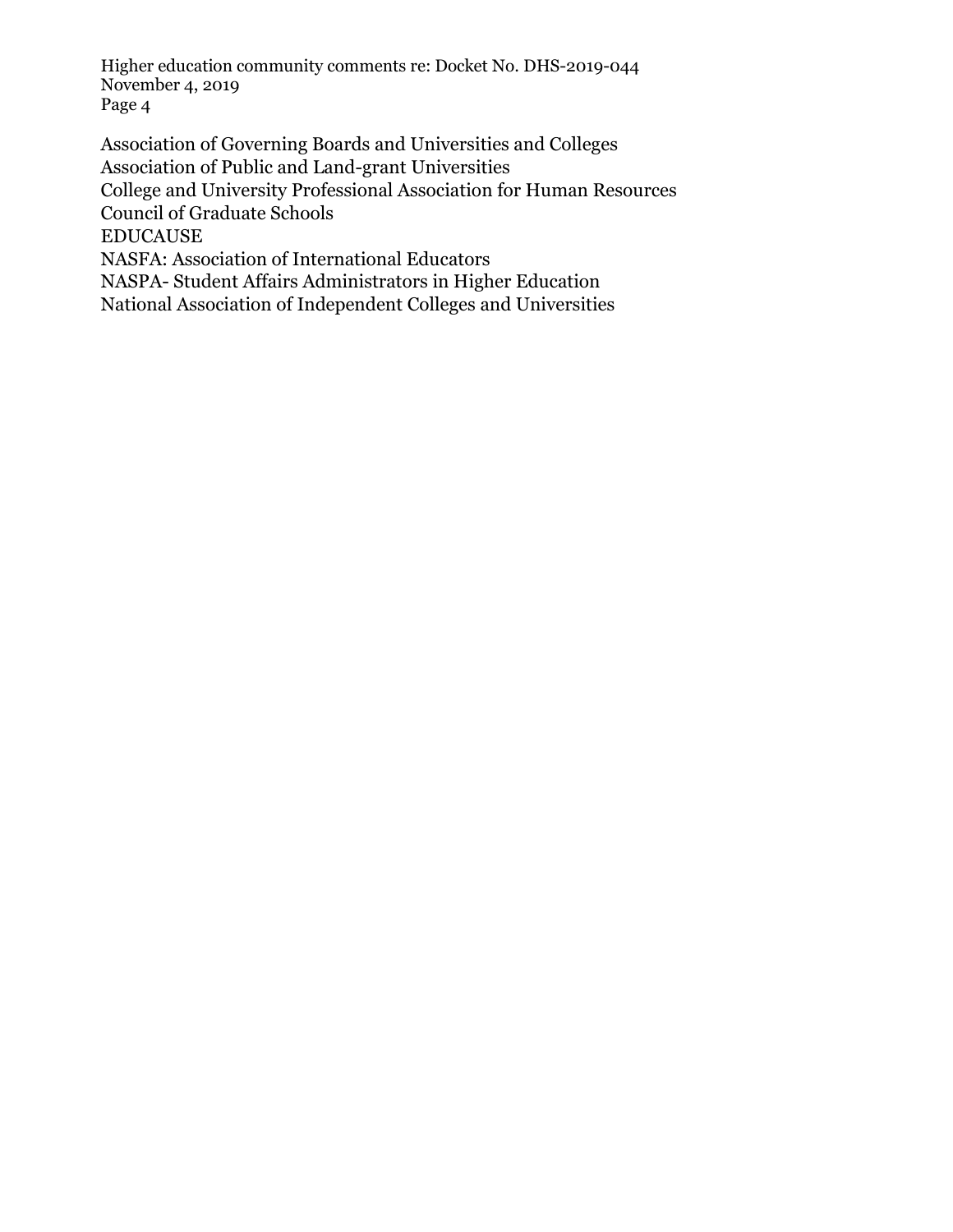Association of Governing Boards and Universities and Colleges
Association of Public and Land-grant Universities
College and University Professional Association for Human Resources
Council of Graduate Schools
EDUCAUSE
NASFA: Association of International Educators
NASPA- Student Affairs Administrators in Higher Education
National Association of Independent Colleges and Universities